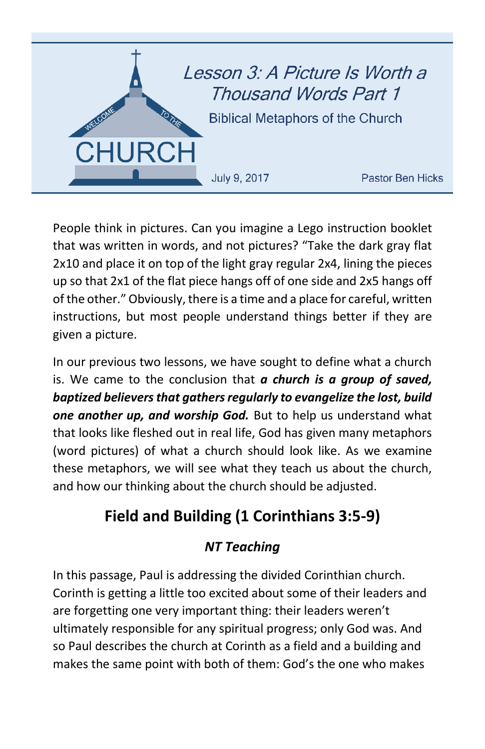# Lesson 3: A Picture Is Worth a Thousand Words Part 1

Biblical Metaphors of the Church

July 9, 2017 Pastor Ben Hicks

People think in pictures. Can you imagine a Lego instruction booklet that was written in words, and not pictures? "Take the dark gray flat 2x10 and place it on top of the light gray regular 2x4, lining the pieces up so that 2x1 of the flat piece hangs off of one side and 2x5 hangs off of the other." Obviously, there is a time and a place for careful, written instructions, but most people understand things better if they are given a picture.

In our previous two lessons, we have sought to define what a church is. We came to the conclusion that ***a church is a group of saved, baptized believers that gathers regularly to evangelize the lost, build one another up, and worship God.*** But to help us understand what that looks like fleshed out in real life, God has given many metaphors (word pictures) of what a church should look like. As we examine these metaphors, we will see what they teach us about the church, and how our thinking about the church should be adjusted.

## Field and Building (1 Corinthians 3:5-9)

### *NT Teaching*

In this passage, Paul is addressing the divided Corinthian church. Corinth is getting a little too excited about some of their leaders and are forgetting one very important thing: their leaders weren't ultimately responsible for any spiritual progress; only God was. And so Paul describes the church at Corinth as a field and a building and makes the same point with both of them: God's the one who makes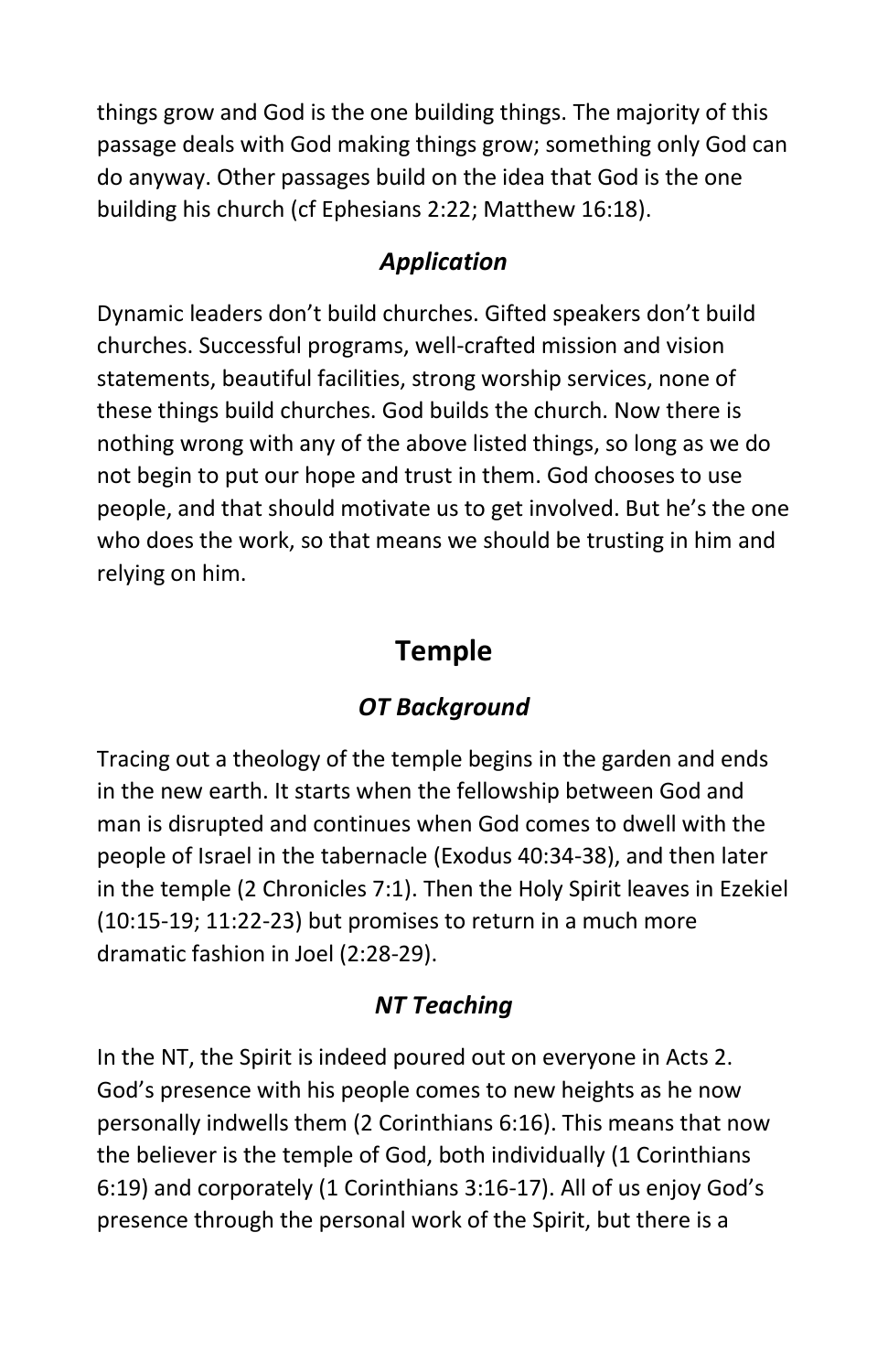things grow and God is the one building things. The majority of this passage deals with God making things grow; something only God can do anyway. Other passages build on the idea that God is the one building his church (cf Ephesians 2:22; Matthew 16:18).

### *Application*

Dynamic leaders don't build churches. Gifted speakers don't build churches. Successful programs, well-crafted mission and vision statements, beautiful facilities, strong worship services, none of these things build churches. God builds the church. Now there is nothing wrong with any of the above listed things, so long as we do not begin to put our hope and trust in them. God chooses to use people, and that should motivate us to get involved. But he's the one who does the work, so that means we should be trusting in him and relying on him.

## Temple

### *OT Background*

Tracing out a theology of the temple begins in the garden and ends in the new earth. It starts when the fellowship between God and man is disrupted and continues when God comes to dwell with the people of Israel in the tabernacle (Exodus 40:34-38), and then later in the temple (2 Chronicles 7:1). Then the Holy Spirit leaves in Ezekiel (10:15-19; 11:22-23) but promises to return in a much more dramatic fashion in Joel (2:28-29).

### *NT Teaching*

In the NT, the Spirit is indeed poured out on everyone in Acts 2. God's presence with his people comes to new heights as he now personally indwells them (2 Corinthians 6:16). This means that now the believer is the temple of God, both individually (1 Corinthians 6:19) and corporately (1 Corinthians 3:16-17). All of us enjoy God's presence through the personal work of the Spirit, but there is a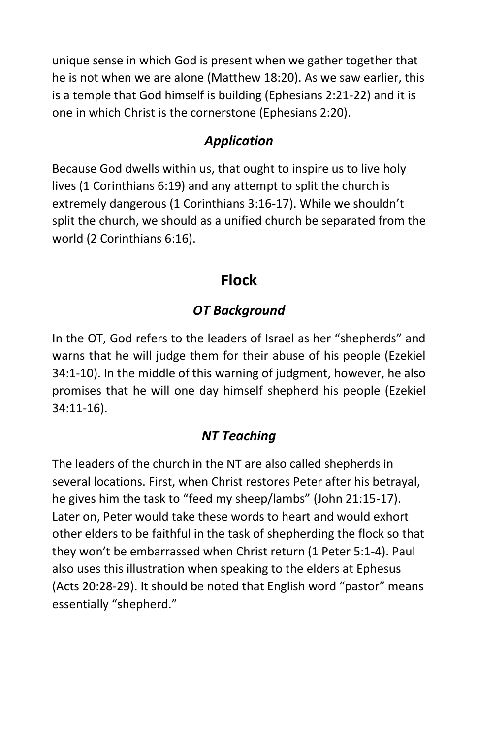unique sense in which God is present when we gather together that he is not when we are alone (Matthew 18:20). As we saw earlier, this is a temple that God himself is building (Ephesians 2:21-22) and it is one in which Christ is the cornerstone (Ephesians 2:20).

### *Application*

Because God dwells within us, that ought to inspire us to live holy lives (1 Corinthians 6:19) and any attempt to split the church is extremely dangerous (1 Corinthians 3:16-17). While we shouldn't split the church, we should as a unified church be separated from the world (2 Corinthians 6:16).

## Flock

### *OT Background*

In the OT, God refers to the leaders of Israel as her "shepherds" and warns that he will judge them for their abuse of his people (Ezekiel 34:1-10). In the middle of this warning of judgment, however, he also promises that he will one day himself shepherd his people (Ezekiel 34:11-16).

### *NT Teaching*

The leaders of the church in the NT are also called shepherds in several locations. First, when Christ restores Peter after his betrayal, he gives him the task to "feed my sheep/lambs" (John 21:15-17). Later on, Peter would take these words to heart and would exhort other elders to be faithful in the task of shepherding the flock so that they won't be embarrassed when Christ return (1 Peter 5:1-4). Paul also uses this illustration when speaking to the elders at Ephesus (Acts 20:28-29). It should be noted that English word "pastor" means essentially "shepherd."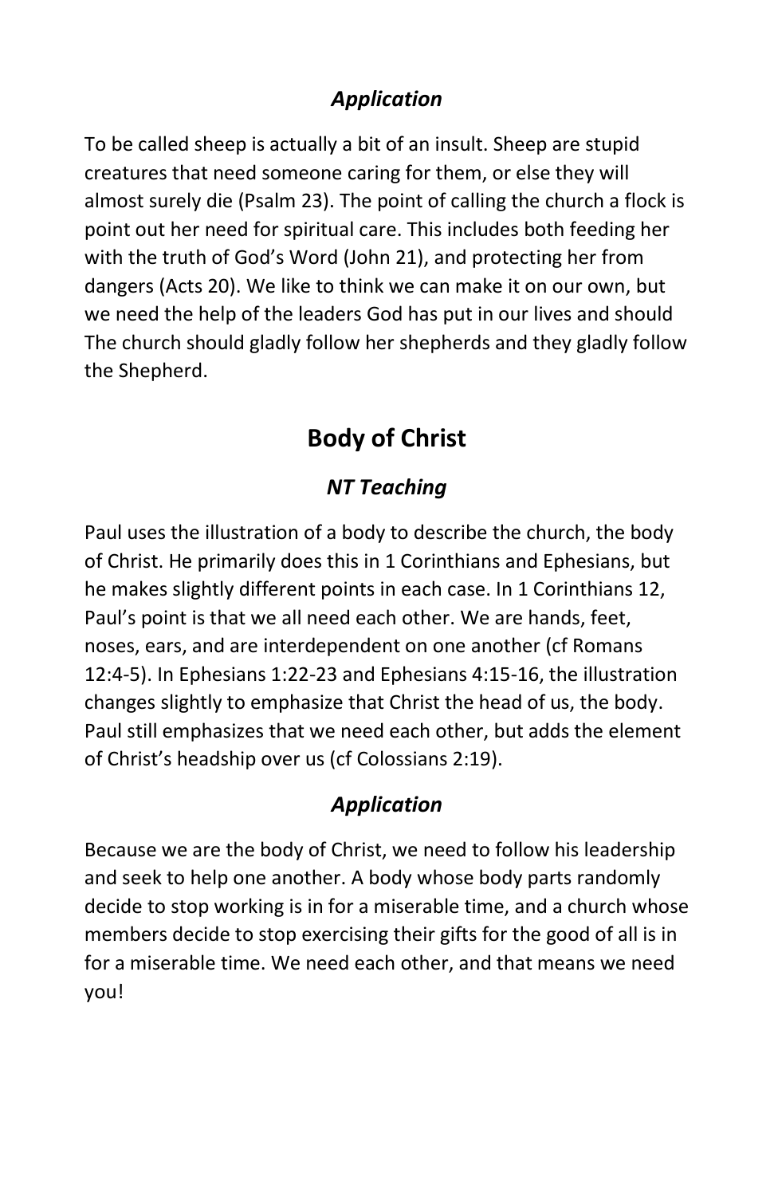### *Application*

To be called sheep is actually a bit of an insult. Sheep are stupid creatures that need someone caring for them, or else they will almost surely die (Psalm 23). The point of calling the church a flock is point out her need for spiritual care. This includes both feeding her with the truth of God's Word (John 21), and protecting her from dangers (Acts 20). We like to think we can make it on our own, but we need the help of the leaders God has put in our lives and should The church should gladly follow her shepherds and they gladly follow the Shepherd.

## Body of Christ

### *NT Teaching*

Paul uses the illustration of a body to describe the church, the body of Christ. He primarily does this in 1 Corinthians and Ephesians, but he makes slightly different points in each case. In 1 Corinthians 12, Paul's point is that we all need each other. We are hands, feet, noses, ears, and are interdependent on one another (cf Romans 12:4-5). In Ephesians 1:22-23 and Ephesians 4:15-16, the illustration changes slightly to emphasize that Christ the head of us, the body. Paul still emphasizes that we need each other, but adds the element of Christ's headship over us (cf Colossians 2:19).

### *Application*

Because we are the body of Christ, we need to follow his leadership and seek to help one another. A body whose body parts randomly decide to stop working is in for a miserable time, and a church whose members decide to stop exercising their gifts for the good of all is in for a miserable time. We need each other, and that means we need you!